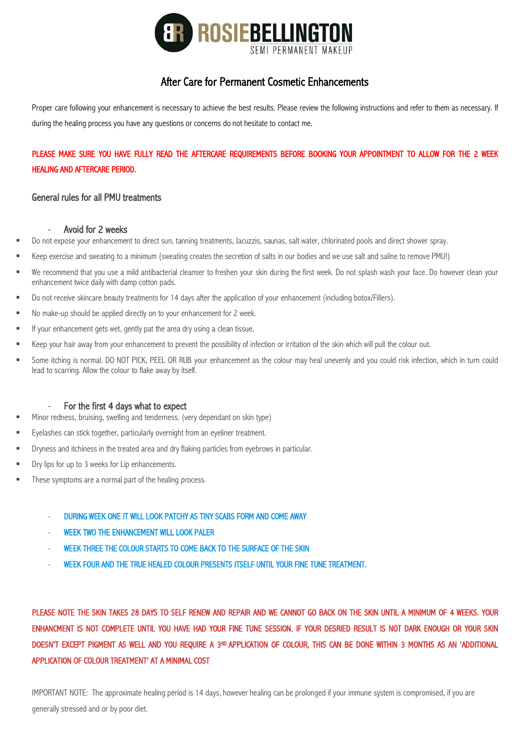# ROSIEBELLINGTON
SEMI PERMANENT MAKEUP

## After Care for Permanent Cosmetic Enhancements

Proper care following your enhancement is necessary to achieve the best results. Please review the following instructions and refer to them as necessary. If during the healing process you have any questions or concerns do not hesitate to contact me.

**PLEASE MAKE SURE YOU HAVE FULLY READ THE AFTERCARE REQUIREMENTS BEFORE BOOKING YOUR APPOINTMENT TO ALLOW FOR THE 2 WEEK HEALING AND AFTERCARE PERIOD.**

### General rules for all PMU treatments

- Avoid for 2 weeks

- Do not expose your enhancement to direct sun, tanning treatments, Jacuzzis, saunas, salt water, chlorinated pools and direct shower spray.
- Keep exercise and sweating to a minimum (sweating creates the secretion of salts in our bodies and we use salt and saline to remove PMU!)
- We recommend that you use a mild antibacterial cleanser to freshen your skin during the first week. Do not splash wash your face. Do however clean your enhancement twice daily with damp cotton pads.
- Do not receive skincare beauty treatments for 14 days after the application of your enhancement (including botox/Fillers).
- No make-up should be applied directly on to your enhancement for 2 week.
- If your enhancement gets wet, gently pat the area dry using a clean tissue.
- Keep your hair away from your enhancement to prevent the possibility of infection or irritation of the skin which will pull the colour out.
- Some itching is normal. DO NOT PICK, PEEL OR RUB your enhancement as the colour may heal unevenly and you could risk infection, which in turn could lead to scarring. Allow the colour to flake away by itself.

- For the first 4 days what to expect

- Minor redness, bruising, swelling and tenderness. (very dependant on skin type)
- Eyelashes can stick together, particularly overnight from an eyeliner treatment.
- Dryness and itchiness in the treated area and dry flaking particles from eyebrows in particular.
- Dry lips for up to 3 weeks for Lip enhancements.
- These symptoms are a normal part of the healing process.

- DURING WEEK ONE IT WILL LOOK PATCHY AS TINY SCABS FORM AND COME AWAY
- WEEK TWO THE ENHANCEMENT WILL LOOK PALER
- WEEK THREE THE COLOUR STARTS TO COME BACK TO THE SURFACE OF THE SKIN
- WEEK FOUR AND THE TRUE HEALED COLOUR PRESENTS ITSELF UNTIL YOUR FINE TUNE TREATMENT.

**PLEASE NOTE THE SKIN TAKES 28 DAYS TO SELF RENEW AND REPAIR AND WE CANNOT GO BACK ON THE SKIN UNTIL A MINIMUM OF 4 WEEKS. YOUR ENHANCMENT IS NOT COMPLETE UNTIL YOU HAVE HAD YOUR FINE TUNE SESSION. IF YOUR DESRIED RESULT IS NOT DARK ENOUGH OR YOUR SKIN DOESN'T EXCEPT PIGMENT AS WELL AND YOU REQUIRE A 3RD APPLICATION OF COLOUR, THIS CAN BE DONE WITHIN 3 MONTHS AS AN 'ADDITIONAL APPLICATION OF COLOUR TREATMENT' AT A MINIMAL COST**

IMPORTANT NOTE: The approximate healing period is 14 days, however healing can be prolonged if your immune system is compromised, if you are generally stressed and or by poor diet.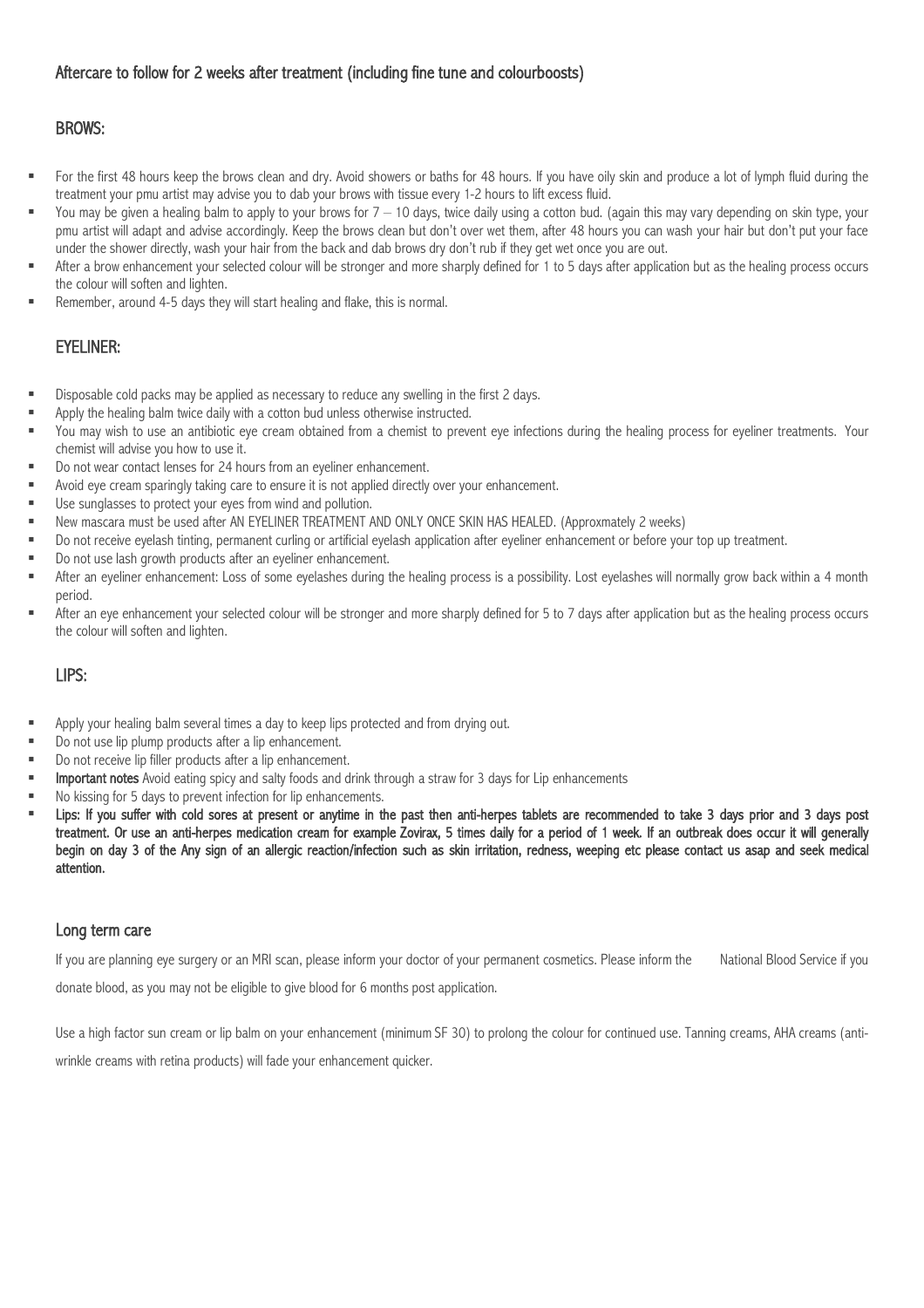## Aftercare to follow for 2 weeks after treatment (including fine tune and colourboosts)

### BROWS:

- For the first 48 hours keep the brows clean and dry. Avoid showers or baths for 48 hours. If you have oily skin and produce a lot of lymph fluid during the treatment your pmu artist may advise you to dab your brows with tissue every 1-2 hours to lift excess fluid.
- You may be given a healing balm to apply to your brows for 7 – 10 days, twice daily using a cotton bud. (again this may vary depending on skin type, your pmu artist will adapt and advise accordingly. Keep the brows clean but don't over wet them, after 48 hours you can wash your hair but don't put your face under the shower directly, wash your hair from the back and dab brows dry don't rub if they get wet once you are out.
- After a brow enhancement your selected colour will be stronger and more sharply defined for 1 to 5 days after application but as the healing process occurs the colour will soften and lighten.
- Remember, around 4-5 days they will start healing and flake, this is normal.

### EYELINER:

- Disposable cold packs may be applied as necessary to reduce any swelling in the first 2 days.
- Apply the healing balm twice daily with a cotton bud unless otherwise instructed.
- You may wish to use an antibiotic eye cream obtained from a chemist to prevent eye infections during the healing process for eyeliner treatments. Your chemist will advise you how to use it.
- Do not wear contact lenses for 24 hours from an eyeliner enhancement.
- Avoid eye cream sparingly taking care to ensure it is not applied directly over your enhancement.
- Use sunglasses to protect your eyes from wind and pollution.
- New mascara must be used after AN EYELINER TREATMENT AND ONLY ONCE SKIN HAS HEALED. (Approxmately 2 weeks)
- Do not receive eyelash tinting, permanent curling or artificial eyelash application after eyeliner enhancement or before your top up treatment.
- Do not use lash growth products after an eyeliner enhancement.
- After an eyeliner enhancement: Loss of some eyelashes during the healing process is a possibility. Lost eyelashes will normally grow back within a 4 month period.
- After an eye enhancement your selected colour will be stronger and more sharply defined for 5 to 7 days after application but as the healing process occurs the colour will soften and lighten.

### LIPS:

- Apply your healing balm several times a day to keep lips protected and from drying out.
- Do not use lip plump products after a lip enhancement.
- Do not receive lip filler products after a lip enhancement.
- **Important notes** Avoid eating spicy and salty foods and drink through a straw for 3 days for Lip enhancements
- No kissing for 5 days to prevent infection for lip enhancements.
- **Lips: If you suffer with cold sores at present or anytime in the past then anti-herpes tablets are recommended to take 3 days prior and 3 days post treatment. Or use an anti-herpes medication cream for example Zovirax, 5 times daily for a period of 1 week. If an outbreak does occur it will generally begin on day 3 of the Any sign of an allergic reaction/infection such as skin irritation, redness, weeping etc please contact us asap and seek medical attention.**

### Long term care

If you are planning eye surgery or an MRI scan, please inform your doctor of your permanent cosmetics. Please inform the National Blood Service if you donate blood, as you may not be eligible to give blood for 6 months post application.

Use a high factor sun cream or lip balm on your enhancement (minimum SF 30) to prolong the colour for continued use. Tanning creams, AHA creams (anti-wrinkle creams with retina products) will fade your enhancement quicker.